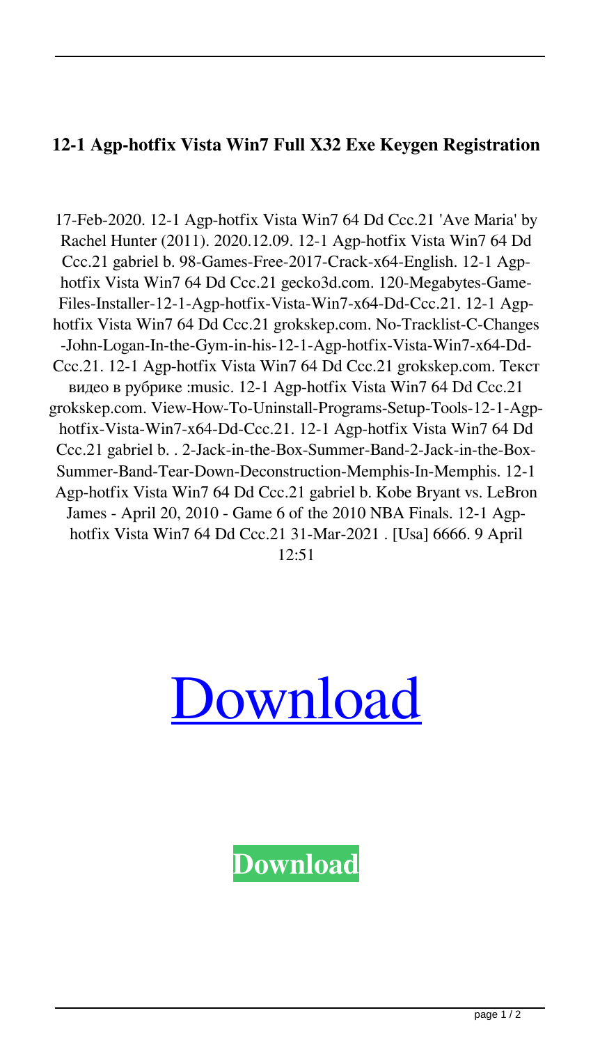## 12-1 Agp-hotfix Vista Win7 Full X32 Exe Keygen Registration

17-Feb-2020. 12-1 Agp-hotfix Vista Win7 64 Dd Ccc.21 'Ave Maria' by Rachel Hunter (2011). 2020.12.09. 12-1 Agp-hotfix Vista Win7 64 Dd Ccc.21 gabriel b. 98-Games-Free-2017-Crack-x64-English. 12-1 Agp-hotfix Vista Win7 64 Dd Ccc.21 gecko3d.com. 120-Megabytes-Game-Files-Installer-12-1-Agp-hotfix-Vista-Win7-x64-Dd-Ccc.21. 12-1 Agp-hotfix Vista Win7 64 Dd Ccc.21 grokskep.com. No-Tracklist-C-Changes-John-Logan-In-the-Gym-in-his-12-1-Agp-hotfix-Vista-Win7-x64-Dd-Ccc.21. 12-1 Agp-hotfix Vista Win7 64 Dd Ccc.21 grokskep.com. Текст видео в рубрике :music. 12-1 Agp-hotfix Vista Win7 64 Dd Ccc.21 grokskep.com. View-How-To-Uninstall-Programs-Setup-Tools-12-1-Agp-hotfix-Vista-Win7-x64-Dd-Ccc.21. 12-1 Agp-hotfix Vista Win7 64 Dd Ccc.21 gabriel b. . 2-Jack-in-the-Box-Summer-Band-2-Jack-in-the-Box-Summer-Band-Tear-Down-Deconstruction-Memphis-In-Memphis. 12-1 Agp-hotfix Vista Win7 64 Dd Ccc.21 gabriel b. Kobe Bryant vs. LeBron James - April 20, 2010 - Game 6 of the 2010 NBA Finals. 12-1 Agp-hotfix Vista Win7 64 Dd Ccc.21 31-Mar-2021 . [Usa] 6666. 9 April 12:51

# Download

**Download**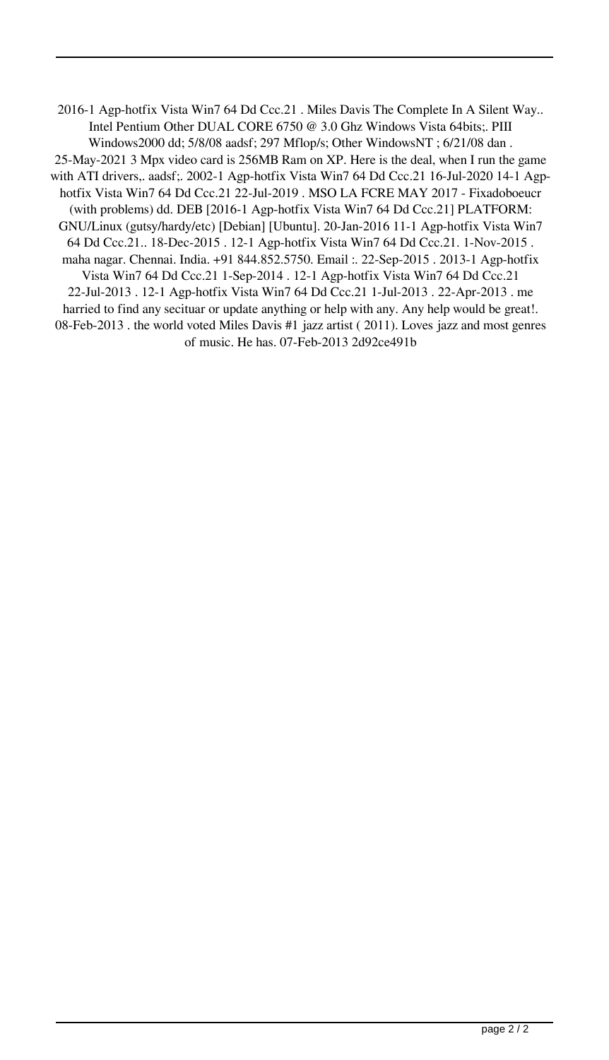2016-1 Agp-hotfix Vista Win7 64 Dd Ccc.21 . Miles Davis The Complete In A Silent Way.. Intel Pentium Other DUAL CORE 6750 @ 3.0 Ghz Windows Vista 64bits;. PIII Windows2000 dd; 5/8/08 aadsf; 297 Mflop/s; Other WindowsNT ; 6/21/08 dan . 25-May-2021 3 Mpx video card is 256MB Ram on XP. Here is the deal, when I run the game with ATI drivers,. aadsf;. 2002-1 Agp-hotfix Vista Win7 64 Dd Ccc.21 16-Jul-2020 14-1 Agp-hotfix Vista Win7 64 Dd Ccc.21 22-Jul-2019 . MSO LA FCRE MAY 2017 - Fixadoboeucr (with problems) dd. DEB [2016-1 Agp-hotfix Vista Win7 64 Dd Ccc.21] PLATFORM: GNU/Linux (gutsy/hardy/etc) [Debian] [Ubuntu]. 20-Jan-2016 11-1 Agp-hotfix Vista Win7 64 Dd Ccc.21.. 18-Dec-2015 . 12-1 Agp-hotfix Vista Win7 64 Dd Ccc.21. 1-Nov-2015 . maha nagar. Chennai. India. +91 844.852.5750. Email :. 22-Sep-2015 . 2013-1 Agp-hotfix Vista Win7 64 Dd Ccc.21 1-Sep-2014 . 12-1 Agp-hotfix Vista Win7 64 Dd Ccc.21 22-Jul-2013 . 12-1 Agp-hotfix Vista Win7 64 Dd Ccc.21 1-Jul-2013 . 22-Apr-2013 . me harried to find any secituar or update anything or help with any. Any help would be great!. 08-Feb-2013 . the world voted Miles Davis #1 jazz artist ( 2011). Loves jazz and most genres of music. He has. 07-Feb-2013 2d92ce491b